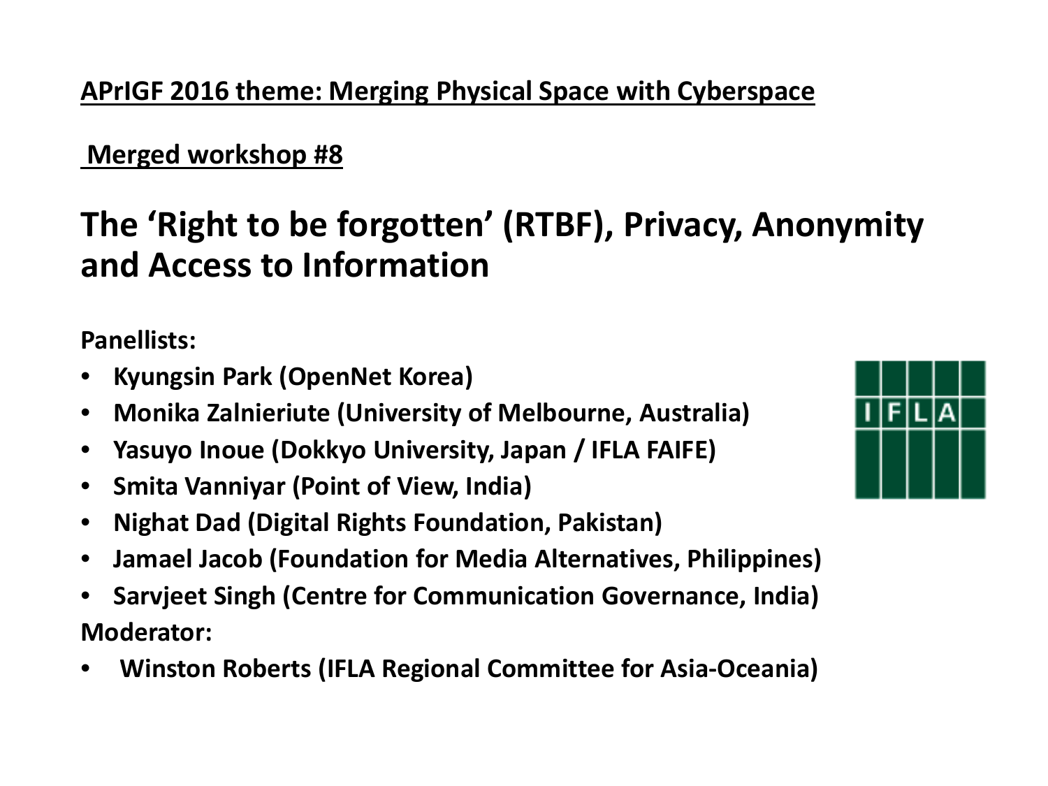**<u>APrIGF 2016 theme: Merging Physical Space with Cyberspace</u>**

**<u>Merged workshop #8</u>**

# The 'Right to be forgotten' (RTBF), Privacy, Anonymity and Access to Information

**Panellists:**

- **Kyungsin Park (OpenNet Korea)**
- **Monika Zalnieriute (University of Melbourne, Australia)**
- **Yasuyo Inoue (Dokkyo University, Japan / IFLA FAIFE)**
- **Smita Vanniyar (Point of View, India)**
- **Nighat Dad (Digital Rights Foundation, Pakistan)**
- **Jamael Jacob (Foundation for Media Alternatives, Philippines)**
- **Sarvjeet Singh (Centre for Communication Governance, India)**

**Moderator:**

- **Winston Roberts (IFLA Regional Committee for Asia-Oceania)**

IFLA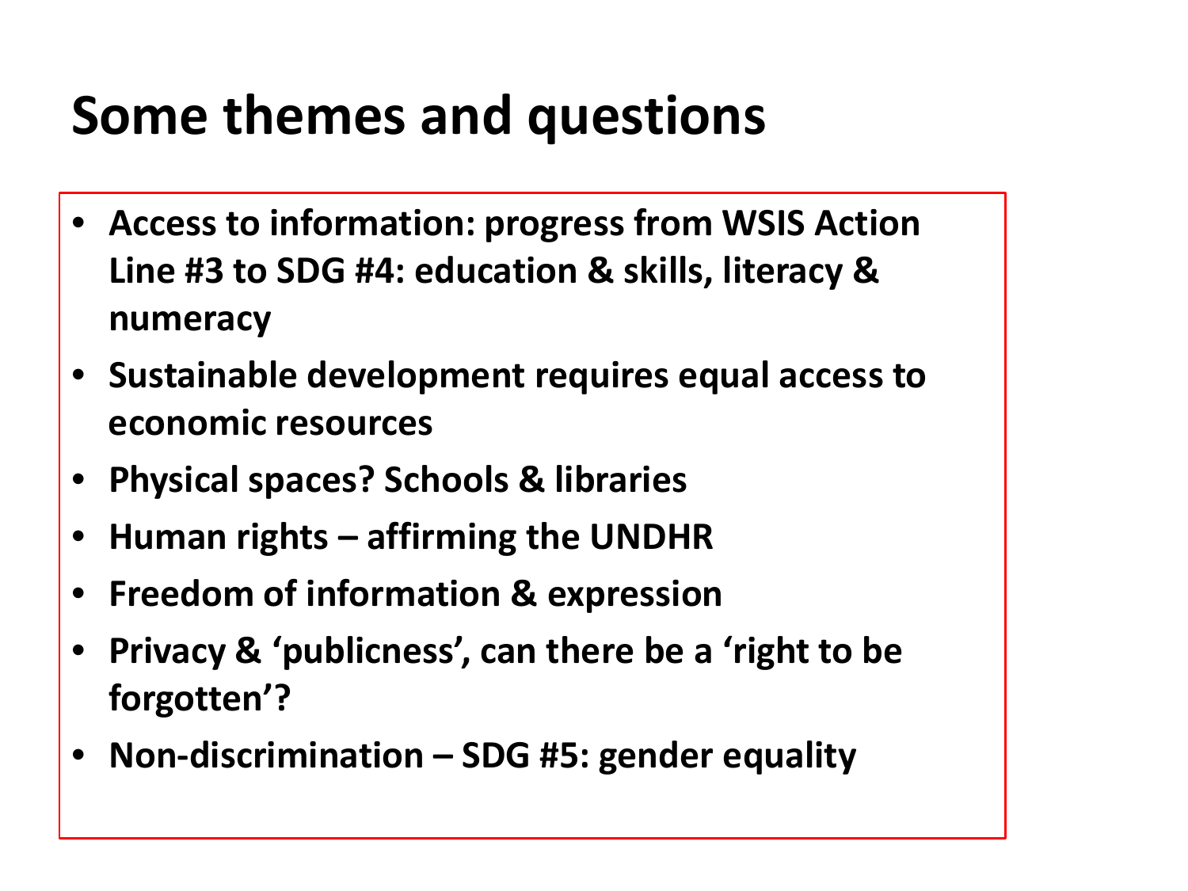# Some themes and questions

- **Access to information: progress from WSIS Action Line #3 to SDG #4: education & skills, literacy & numeracy**
- **Sustainable development requires equal access to economic resources**
- **Physical spaces? Schools & libraries**
- **Human rights – affirming the UNDHR**
- **Freedom of information & expression**
- **Privacy & 'publicness', can there be a 'right to be forgotten'?**
- **Non-discrimination – SDG #5: gender equality**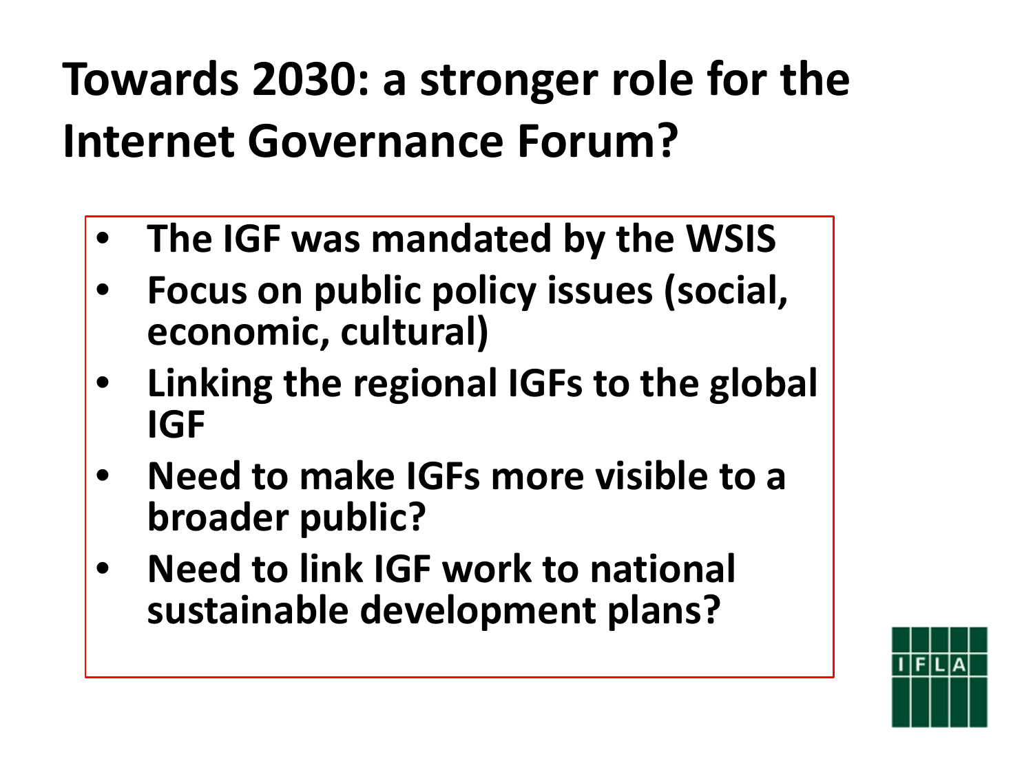# Towards 2030: a stronger role for the Internet Governance Forum?

- **The IGF was mandated by the WSIS**
- **Focus on public policy issues (social, economic, cultural)**
- **Linking the regional IGFs to the global IGF**
- **Need to make IGFs more visible to a broader public?**
- **Need to link IGF work to national sustainable development plans?**